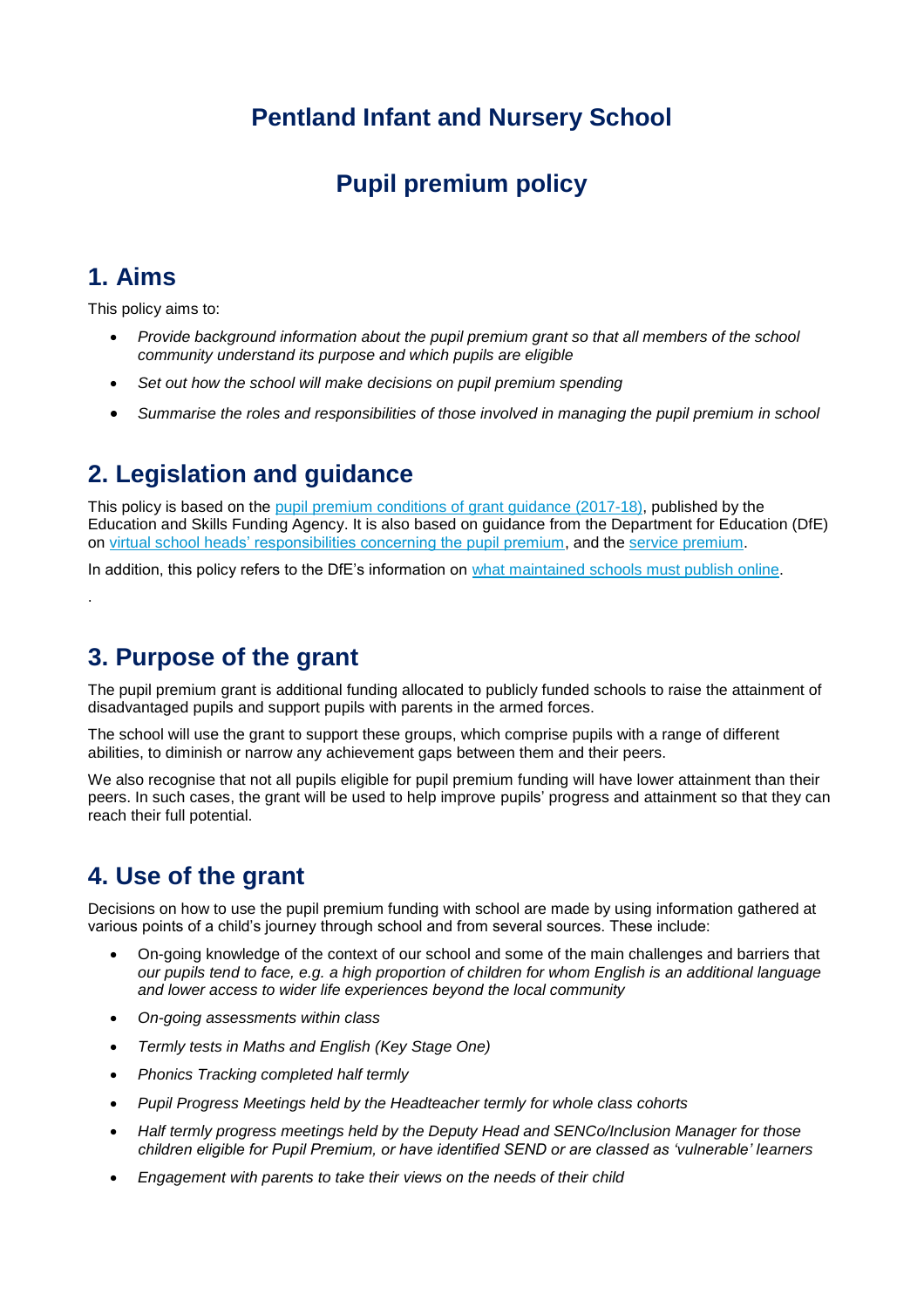# Pentland Infant and Nursery School

# Pupil premium policy

## 1. Aims

This policy aims to:

- *Provide background information about the pupil premium grant so that all members of the school community understand its purpose and which pupils are eligible*
- *Set out how the school will make decisions on pupil premium spending*
- *Summarise the roles and responsibilities of those involved in managing the pupil premium in school*

## 2. Legislation and guidance

This policy is based on the pupil premium conditions of grant guidance (2017-18), published by the Education and Skills Funding Agency. It is also based on guidance from the Department for Education (DfE) on virtual school heads' responsibilities concerning the pupil premium, and the service premium.

In addition, this policy refers to the DfE's information on what maintained schools must publish online.

.

## 3. Purpose of the grant

The pupil premium grant is additional funding allocated to publicly funded schools to raise the attainment of disadvantaged pupils and support pupils with parents in the armed forces.

The school will use the grant to support these groups, which comprise pupils with a range of different abilities, to diminish or narrow any achievement gaps between them and their peers.

We also recognise that not all pupils eligible for pupil premium funding will have lower attainment than their peers. In such cases, the grant will be used to help improve pupils' progress and attainment so that they can reach their full potential.

## 4. Use of the grant

Decisions on how to use the pupil premium funding with school are made by using information gathered at various points of a child's journey through school and from several sources. These include:

- On-going knowledge of the context of our school and some of the main challenges and barriers that *our pupils tend to face, e.g. a high proportion of children for whom English is an additional language and lower access to wider life experiences beyond the local community*
- *On-going assessments within class*
- *Termly tests in Maths and English (Key Stage One)*
- *Phonics Tracking completed half termly*
- *Pupil Progress Meetings held by the Headteacher termly for whole class cohorts*
- *Half termly progress meetings held by the Deputy Head and SENCo/Inclusion Manager for those children eligible for Pupil Premium, or have identified SEND or are classed as 'vulnerable' learners*
- *Engagement with parents to take their views on the needs of their child*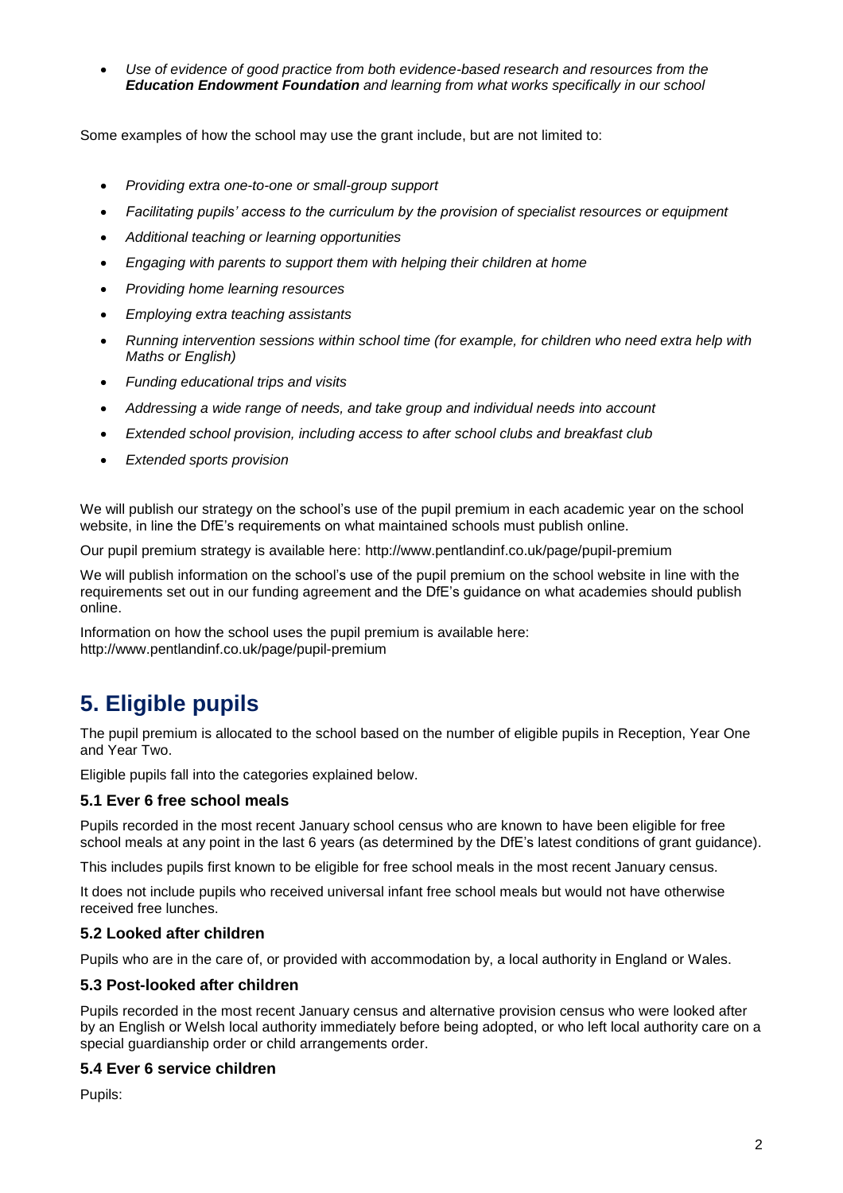- *Use of evidence of good practice from both evidence-based research and resources from the **Education Endowment Foundation** and learning from what works specifically in our school*

Some examples of how the school may use the grant include, but are not limited to:

- *Providing extra one-to-one or small-group support*
- *Facilitating pupils' access to the curriculum by the provision of specialist resources or equipment*
- *Additional teaching or learning opportunities*
- *Engaging with parents to support them with helping their children at home*
- *Providing home learning resources*
- *Employing extra teaching assistants*
- *Running intervention sessions within school time (for example, for children who need extra help with Maths or English)*
- *Funding educational trips and visits*
- *Addressing a wide range of needs, and take group and individual needs into account*
- *Extended school provision, including access to after school clubs and breakfast club*
- *Extended sports provision*

We will publish our strategy on the school's use of the pupil premium in each academic year on the school website, in line the DfE's requirements on what maintained schools must publish online.

Our pupil premium strategy is available here: http://www.pentlandinf.co.uk/page/pupil-premium

We will publish information on the school's use of the pupil premium on the school website in line with the requirements set out in our funding agreement and the DfE's guidance on what academies should publish online.

Information on how the school uses the pupil premium is available here: http://www.pentlandinf.co.uk/page/pupil-premium

# 5. Eligible pupils

The pupil premium is allocated to the school based on the number of eligible pupils in Reception, Year One and Year Two.

Eligible pupils fall into the categories explained below.

### 5.1 Ever 6 free school meals

Pupils recorded in the most recent January school census who are known to have been eligible for free school meals at any point in the last 6 years (as determined by the DfE's latest conditions of grant guidance).

This includes pupils first known to be eligible for free school meals in the most recent January census.

It does not include pupils who received universal infant free school meals but would not have otherwise received free lunches.

### 5.2 Looked after children

Pupils who are in the care of, or provided with accommodation by, a local authority in England or Wales.

### 5.3 Post-looked after children

Pupils recorded in the most recent January census and alternative provision census who were looked after by an English or Welsh local authority immediately before being adopted, or who left local authority care on a special guardianship order or child arrangements order.

### 5.4 Ever 6 service children

Pupils: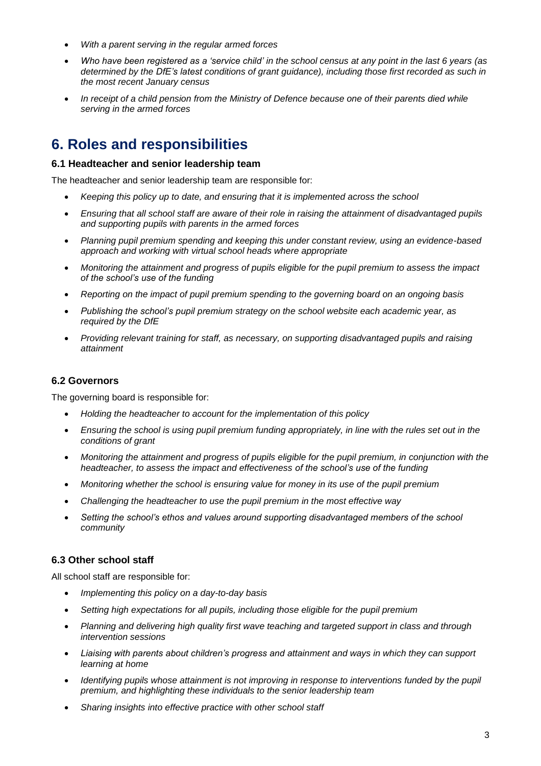- *With a parent serving in the regular armed forces*
- *Who have been registered as a 'service child' in the school census at any point in the last 6 years (as determined by the DfE's latest conditions of grant guidance), including those first recorded as such in the most recent January census*
- *In receipt of a child pension from the Ministry of Defence because one of their parents died while serving in the armed forces*

# 6. Roles and responsibilities

### 6.1 Headteacher and senior leadership team

The headteacher and senior leadership team are responsible for:

- *Keeping this policy up to date, and ensuring that it is implemented across the school*
- *Ensuring that all school staff are aware of their role in raising the attainment of disadvantaged pupils and supporting pupils with parents in the armed forces*
- *Planning pupil premium spending and keeping this under constant review, using an evidence-based approach and working with virtual school heads where appropriate*
- *Monitoring the attainment and progress of pupils eligible for the pupil premium to assess the impact of the school's use of the funding*
- *Reporting on the impact of pupil premium spending to the governing board on an ongoing basis*
- *Publishing the school's pupil premium strategy on the school website each academic year, as required by the DfE*
- *Providing relevant training for staff, as necessary, on supporting disadvantaged pupils and raising attainment*

### 6.2 Governors

The governing board is responsible for:

- *Holding the headteacher to account for the implementation of this policy*
- *Ensuring the school is using pupil premium funding appropriately, in line with the rules set out in the conditions of grant*
- *Monitoring the attainment and progress of pupils eligible for the pupil premium, in conjunction with the headteacher, to assess the impact and effectiveness of the school's use of the funding*
- *Monitoring whether the school is ensuring value for money in its use of the pupil premium*
- *Challenging the headteacher to use the pupil premium in the most effective way*
- *Setting the school's ethos and values around supporting disadvantaged members of the school community*

### 6.3 Other school staff

All school staff are responsible for:

- *Implementing this policy on a day-to-day basis*
- *Setting high expectations for all pupils, including those eligible for the pupil premium*
- *Planning and delivering high quality first wave teaching and targeted support in class and through intervention sessions*
- *Liaising with parents about children's progress and attainment and ways in which they can support learning at home*
- *Identifying pupils whose attainment is not improving in response to interventions funded by the pupil premium, and highlighting these individuals to the senior leadership team*
- *Sharing insights into effective practice with other school staff*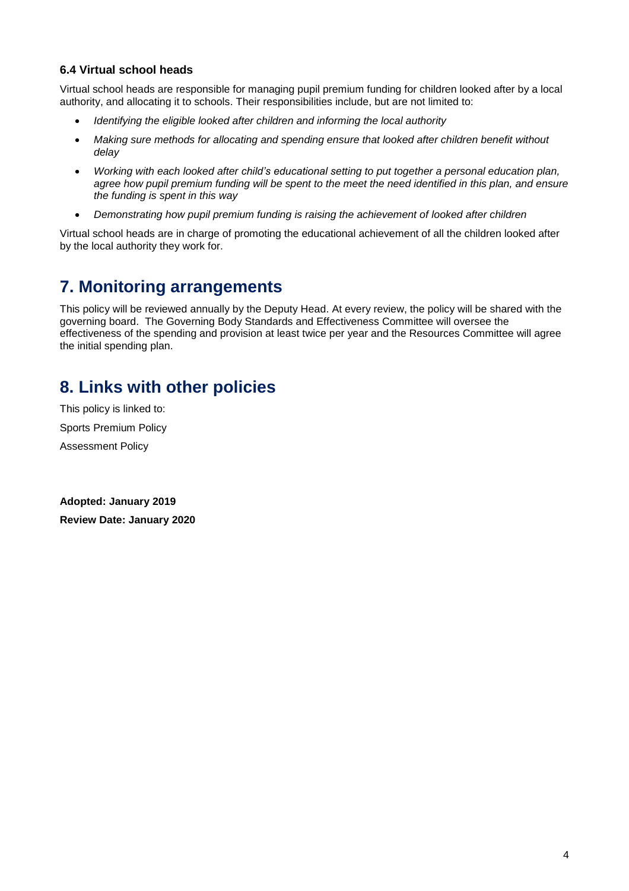### 6.4 Virtual school heads

Virtual school heads are responsible for managing pupil premium funding for children looked after by a local authority, and allocating it to schools. Their responsibilities include, but are not limited to:

- *Identifying the eligible looked after children and informing the local authority*
- *Making sure methods for allocating and spending ensure that looked after children benefit without delay*
- *Working with each looked after child's educational setting to put together a personal education plan, agree how pupil premium funding will be spent to the meet the need identified in this plan, and ensure the funding is spent in this way*
- *Demonstrating how pupil premium funding is raising the achievement of looked after children*

Virtual school heads are in charge of promoting the educational achievement of all the children looked after by the local authority they work for.

## 7. Monitoring arrangements

This policy will be reviewed annually by the Deputy Head. At every review, the policy will be shared with the governing board. The Governing Body Standards and Effectiveness Committee will oversee the effectiveness of the spending and provision at least twice per year and the Resources Committee will agree the initial spending plan.

## 8. Links with other policies

This policy is linked to:

Sports Premium Policy

Assessment Policy

**Adopted: January 2019**

**Review Date: January 2020**